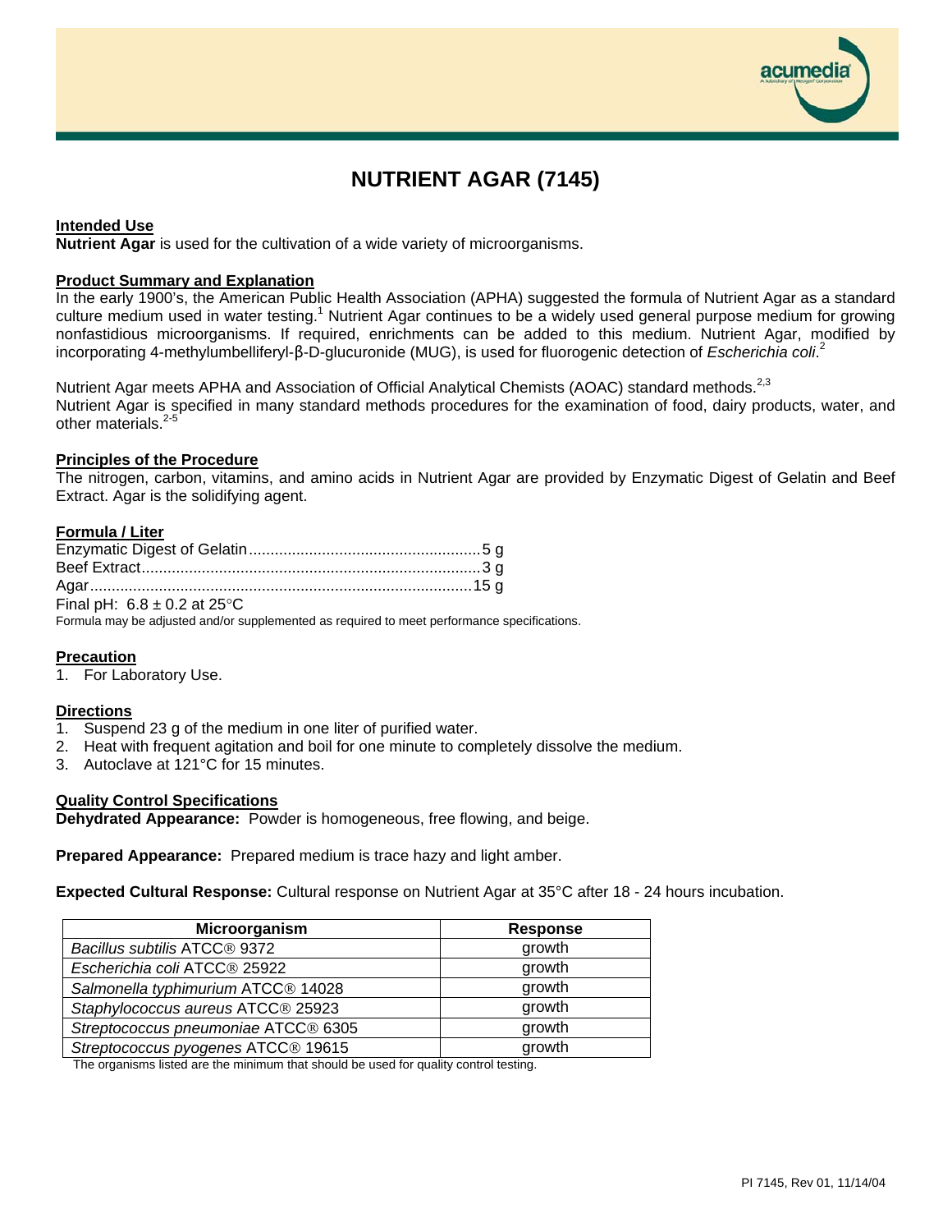# NUTRIENT AGAR (7145)

## Intended Use

**Nutrient Agar** is used for the cultivation of a wide variety of microorganisms.

## Product Summary and Explanation

In the early 1900's, the American Public Health Association (APHA) suggested the formula of Nutrient Agar as a standard culture medium used in water testing.[1] Nutrient Agar continues to be a widely used general purpose medium for growing nonfastidious microorganisms. If required, enrichments can be added to this medium. Nutrient Agar, modified by incorporating 4-methylumbelliferyl-β-D-glucuronide (MUG), is used for fluorogenic detection of *Escherichia coli*.[2]

Nutrient Agar meets APHA and Association of Official Analytical Chemists (AOAC) standard methods.[2,3]
Nutrient Agar is specified in many standard methods procedures for the examination of food, dairy products, water, and other materials.[2-5]

## Principles of the Procedure

The nitrogen, carbon, vitamins, and amino acids in Nutrient Agar are provided by Enzymatic Digest of Gelatin and Beef Extract. Agar is the solidifying agent.

## Formula / Liter

Enzymatic Digest of Gelatin ..... 5 g
Beef Extract ..... 3 g
Agar ..... 15 g
Final pH: 6.8 ± 0.2 at 25°C

Formula may be adjusted and/or supplemented as required to meet performance specifications.

## Precaution

1. For Laboratory Use.

## Directions

1. Suspend 23 g of the medium in one liter of purified water.
2. Heat with frequent agitation and boil for one minute to completely dissolve the medium.
3. Autoclave at 121°C for 15 minutes.

## Quality Control Specifications

**Dehydrated Appearance:** Powder is homogeneous, free flowing, and beige.

**Prepared Appearance:** Prepared medium is trace hazy and light amber.

**Expected Cultural Response:** Cultural response on Nutrient Agar at 35°C after 18 - 24 hours incubation.

| Microorganism | Response |
|---|---|
| *Bacillus subtilis* ATCC® 9372 | growth |
| *Escherichia coli* ATCC® 25922 | growth |
| *Salmonella typhimurium* ATCC® 14028 | growth |
| *Staphylococcus aureus* ATCC® 25923 | growth |
| *Streptococcus pneumoniae* ATCC® 6305 | growth |
| *Streptococcus pyogenes* ATCC® 19615 | growth |

The organisms listed are the minimum that should be used for quality control testing.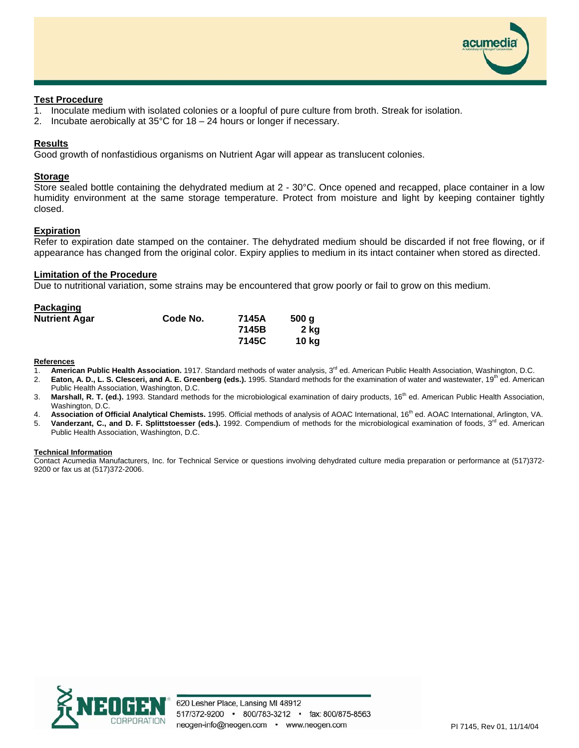## Test Procedure

1. Inoculate medium with isolated colonies or a loopful of pure culture from broth. Streak for isolation.
2. Incubate aerobically at 35°C for 18 – 24 hours or longer if necessary.

## Results

Good growth of nonfastidious organisms on Nutrient Agar will appear as translucent colonies.

## Storage

Store sealed bottle containing the dehydrated medium at 2 - 30°C. Once opened and recapped, place container in a low humidity environment at the same storage temperature. Protect from moisture and light by keeping container tightly closed.

## Expiration

Refer to expiration date stamped on the container. The dehydrated medium should be discarded if not free flowing, or if appearance has changed from the original color. Expiry applies to medium in its intact container when stored as directed.

## Limitation of the Procedure

Due to nutritional variation, some strains may be encountered that grow poorly or fail to grow on this medium.

## Packaging

| | | | |
|---|---|---|---|
| **Nutrient Agar** | **Code No.** | **7145A** | **500 g** |
| | | **7145B** | **2 kg** |
| | | **7145C** | **10 kg** |

### References

1. **American Public Health Association.** 1917. Standard methods of water analysis, 3rd ed. American Public Health Association, Washington, D.C.
2. **Eaton, A. D., L. S. Clesceri, and A. E. Greenberg (eds.).** 1995. Standard methods for the examination of water and wastewater, 19th ed. American Public Health Association, Washington, D.C.
3. **Marshall, R. T. (ed.).** 1993. Standard methods for the microbiological examination of dairy products, 16th ed. American Public Health Association, Washington, D.C.
4. **Association of Official Analytical Chemists.** 1995. Official methods of analysis of AOAC International, 16th ed. AOAC International, Arlington, VA.
5. **Vanderzant, C., and D. F. Splittstoesser (eds.).** 1992. Compendium of methods for the microbiological examination of foods, 3rd ed. American Public Health Association, Washington, D.C.

### Technical Information

Contact Acumedia Manufacturers, Inc. for Technical Service or questions involving dehydrated culture media preparation or performance at (517)372-9200 or fax us at (517)372-2006.

620 Lesher Place, Lansing MI 48912
517/372-9200 • 800/783-3212 • fax: 800/875-8563
neogen-info@neogen.com • www.neogen.com

PI 7145, Rev 01, 11/14/04